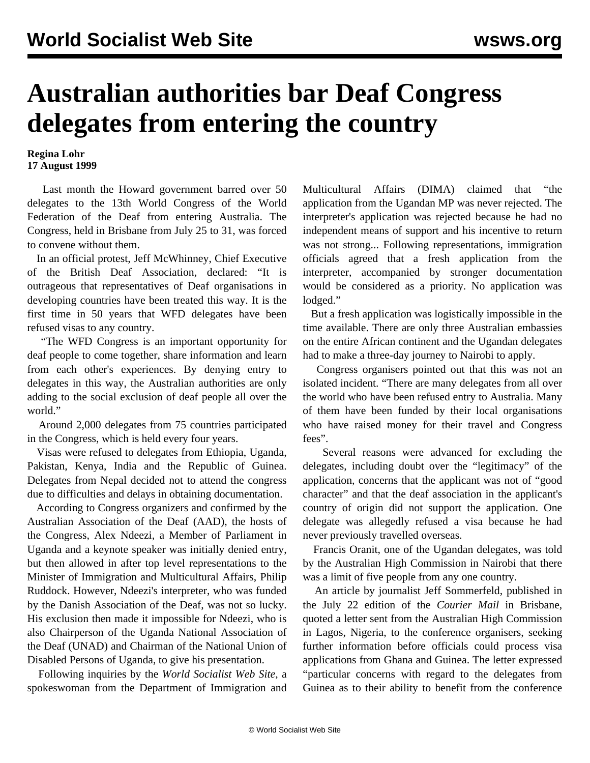# Australian authorities bar Deaf Congress delegates from entering the country

**Regina Lohr**
**17 August 1999**

Last month the Howard government barred over 50 delegates to the 13th World Congress of the World Federation of the Deaf from entering Australia. The Congress, held in Brisbane from July 25 to 31, was forced to convene without them.

In an official protest, Jeff McWhinney, Chief Executive of the British Deaf Association, declared: "It is outrageous that representatives of Deaf organisations in developing countries have been treated this way. It is the first time in 50 years that WFD delegates have been refused visas to any country.

"The WFD Congress is an important opportunity for deaf people to come together, share information and learn from each other's experiences. By denying entry to delegates in this way, the Australian authorities are only adding to the social exclusion of deaf people all over the world."

Around 2,000 delegates from 75 countries participated in the Congress, which is held every four years.

Visas were refused to delegates from Ethiopia, Uganda, Pakistan, Kenya, India and the Republic of Guinea. Delegates from Nepal decided not to attend the congress due to difficulties and delays in obtaining documentation.

According to Congress organizers and confirmed by the Australian Association of the Deaf (AAD), the hosts of the Congress, Alex Ndeezi, a Member of Parliament in Uganda and a keynote speaker was initially denied entry, but then allowed in after top level representations to the Minister of Immigration and Multicultural Affairs, Philip Ruddock. However, Ndeezi's interpreter, who was funded by the Danish Association of the Deaf, was not so lucky. His exclusion then made it impossible for Ndeezi, who is also Chairperson of the Uganda National Association of the Deaf (UNAD) and Chairman of the National Union of Disabled Persons of Uganda, to give his presentation.

Following inquiries by the *World Socialist Web Site*, a spokeswoman from the Department of Immigration and Multicultural Affairs (DIMA) claimed that "the application from the Ugandan MP was never rejected. The interpreter's application was rejected because he had no independent means of support and his incentive to return was not strong... Following representations, immigration officials agreed that a fresh application from the interpreter, accompanied by stronger documentation would be considered as a priority. No application was lodged."

But a fresh application was logistically impossible in the time available. There are only three Australian embassies on the entire African continent and the Ugandan delegates had to make a three-day journey to Nairobi to apply.

Congress organisers pointed out that this was not an isolated incident. "There are many delegates from all over the world who have been refused entry to Australia. Many of them have been funded by their local organisations who have raised money for their travel and Congress fees".

Several reasons were advanced for excluding the delegates, including doubt over the "legitimacy" of the application, concerns that the applicant was not of "good character" and that the deaf association in the applicant's country of origin did not support the application. One delegate was allegedly refused a visa because he had never previously travelled overseas.

Francis Oranit, one of the Ugandan delegates, was told by the Australian High Commission in Nairobi that there was a limit of five people from any one country.

An article by journalist Jeff Sommerfeld, published in the July 22 edition of the *Courier Mail* in Brisbane, quoted a letter sent from the Australian High Commission in Lagos, Nigeria, to the conference organisers, seeking further information before officials could process visa applications from Ghana and Guinea. The letter expressed "particular concerns with regard to the delegates from Guinea as to their ability to benefit from the conference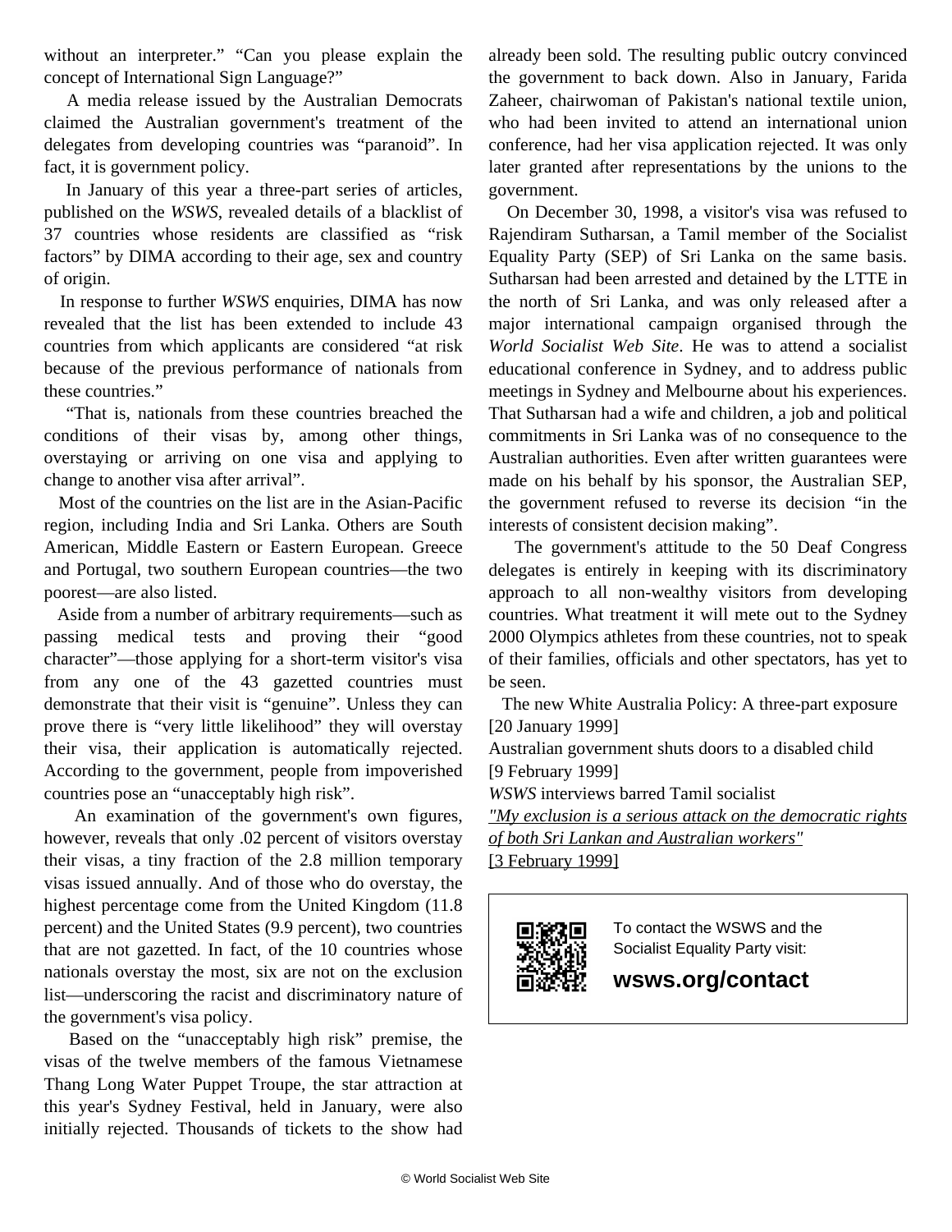without an interpreter." "Can you please explain the concept of International Sign Language?"

A media release issued by the Australian Democrats claimed the Australian government's treatment of the delegates from developing countries was "paranoid". In fact, it is government policy.

In January of this year a three-part series of articles, published on the *WSWS*, revealed details of a blacklist of 37 countries whose residents are classified as "risk factors" by DIMA according to their age, sex and country of origin.

In response to further *WSWS* enquiries, DIMA has now revealed that the list has been extended to include 43 countries from which applicants are considered "at risk because of the previous performance of nationals from these countries."

"That is, nationals from these countries breached the conditions of their visas by, among other things, overstaying or arriving on one visa and applying to change to another visa after arrival".

Most of the countries on the list are in the Asian-Pacific region, including India and Sri Lanka. Others are South American, Middle Eastern or Eastern European. Greece and Portugal, two southern European countries—the two poorest—are also listed.

Aside from a number of arbitrary requirements—such as passing medical tests and proving their "good character"—those applying for a short-term visitor's visa from any one of the 43 gazetted countries must demonstrate that their visit is "genuine". Unless they can prove there is "very little likelihood" they will overstay their visa, their application is automatically rejected. According to the government, people from impoverished countries pose an "unacceptably high risk".

An examination of the government's own figures, however, reveals that only .02 percent of visitors overstay their visas, a tiny fraction of the 2.8 million temporary visas issued annually. And of those who do overstay, the highest percentage come from the United Kingdom (11.8 percent) and the United States (9.9 percent), two countries that are not gazetted. In fact, of the 10 countries whose nationals overstay the most, six are not on the exclusion list—underscoring the racist and discriminatory nature of the government's visa policy.

Based on the "unacceptably high risk" premise, the visas of the twelve members of the famous Vietnamese Thang Long Water Puppet Troupe, the star attraction at this year's Sydney Festival, held in January, were also initially rejected. Thousands of tickets to the show had already been sold. The resulting public outcry convinced the government to back down. Also in January, Farida Zaheer, chairwoman of Pakistan's national textile union, who had been invited to attend an international union conference, had her visa application rejected. It was only later granted after representations by the unions to the government.

On December 30, 1998, a visitor's visa was refused to Rajendiram Sutharsan, a Tamil member of the Socialist Equality Party (SEP) of Sri Lanka on the same basis. Sutharsan had been arrested and detained by the LTTE in the north of Sri Lanka, and was only released after a major international campaign organised through the *World Socialist Web Site*. He was to attend a socialist educational conference in Sydney, and to address public meetings in Sydney and Melbourne about his experiences. That Sutharsan had a wife and children, a job and political commitments in Sri Lanka was of no consequence to the Australian authorities. Even after written guarantees were made on his behalf by his sponsor, the Australian SEP, the government refused to reverse its decision "in the interests of consistent decision making".

The government's attitude to the 50 Deaf Congress delegates is entirely in keeping with its discriminatory approach to all non-wealthy visitors from developing countries. What treatment it will mete out to the Sydney 2000 Olympics athletes from these countries, not to speak of their families, officials and other spectators, has yet to be seen.

The new White Australia Policy: A three-part exposure
[20 January 1999]

Australian government shuts doors to a disabled child
[9 February 1999]

*WSWS* interviews barred Tamil socialist
*"My exclusion is a serious attack on the democratic rights of both Sri Lankan and Australian workers"*
[3 February 1999]

To contact the WSWS and the Socialist Equality Party visit:

**wsws.org/contact**